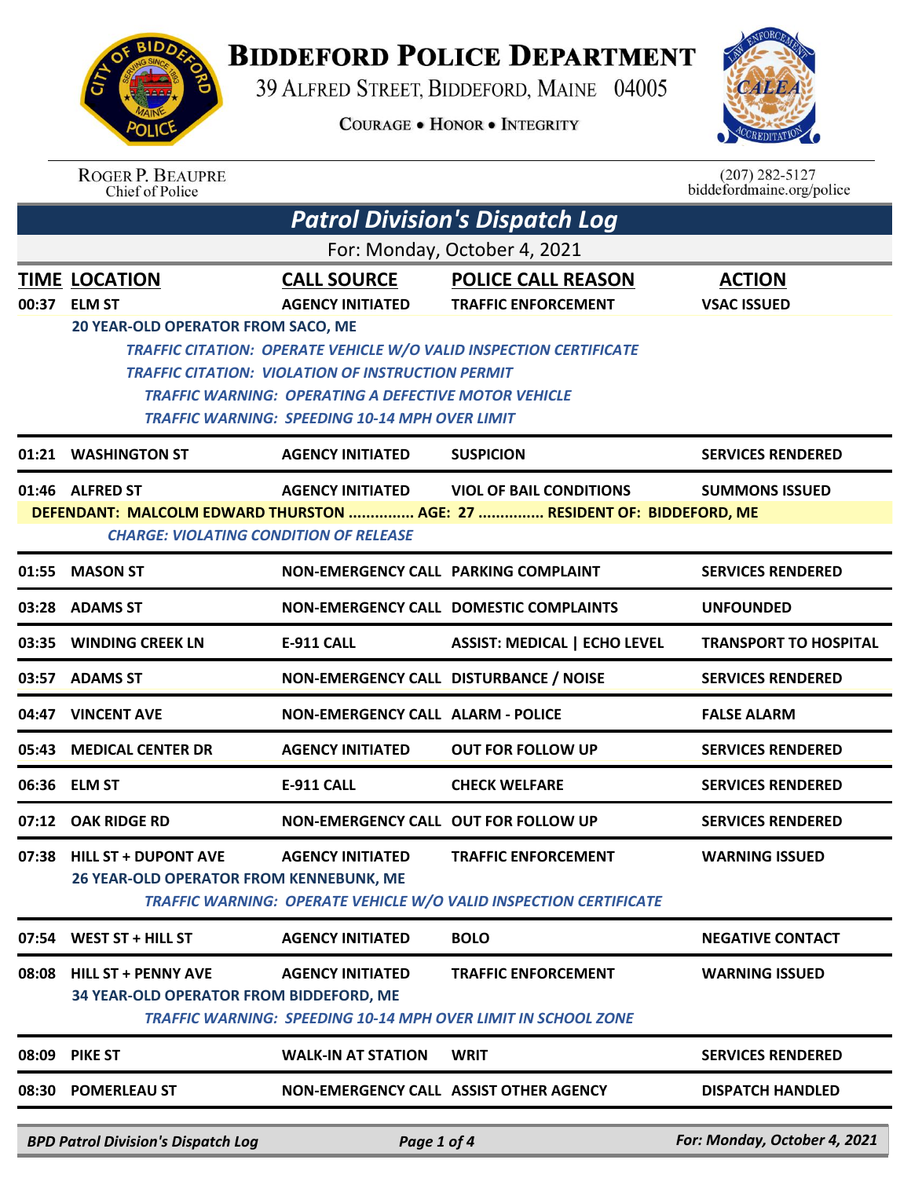# BIDDEFORD POLICE DEPARTMENT

39 ALFRED STREET, BIDDEFORD, MAINE 04005

COURAGE • HONOR • INTEGRITY

ROGER P. BEAUPRE
Chief of Police

(207) 282-5127
biddefordmaine.org/police

## *Patrol Division's Dispatch Log*

For: Monday, October 4, 2021

| TIME | LOCATION | CALL SOURCE | POLICE CALL REASON | ACTION |
|---|---|---|---|---|
| 00:37 | ELM ST | AGENCY INITIATED | TRAFFIC ENFORCEMENT | VSAC ISSUED |
| | 20 YEAR-OLD OPERATOR FROM SACO, ME<br>*TRAFFIC CITATION: OPERATE VEHICLE W/O VALID INSPECTION CERTIFICATE*<br>*TRAFFIC CITATION: VIOLATION OF INSTRUCTION PERMIT*<br>*TRAFFIC WARNING: OPERATING A DEFECTIVE MOTOR VEHICLE*<br>*TRAFFIC WARNING: SPEEDING 10-14 MPH OVER LIMIT* | | | |
| 01:21 | WASHINGTON ST | AGENCY INITIATED | SUSPICION | SERVICES RENDERED |
| 01:46 | ALFRED ST | AGENCY INITIATED | VIOL OF BAIL CONDITIONS | SUMMONS ISSUED |
| | DEFENDANT: MALCOLM EDWARD THURSTON ............... AGE: 27 ............... RESIDENT OF: BIDDEFORD, ME<br>*CHARGE: VIOLATING CONDITION OF RELEASE* | | | |
| 01:55 | MASON ST | NON-EMERGENCY CALL | PARKING COMPLAINT | SERVICES RENDERED |
| 03:28 | ADAMS ST | NON-EMERGENCY CALL | DOMESTIC COMPLAINTS | UNFOUNDED |
| 03:35 | WINDING CREEK LN | E-911 CALL | ASSIST: MEDICAL \| ECHO LEVEL | TRANSPORT TO HOSPITAL |
| 03:57 | ADAMS ST | NON-EMERGENCY CALL | DISTURBANCE / NOISE | SERVICES RENDERED |
| 04:47 | VINCENT AVE | NON-EMERGENCY CALL | ALARM - POLICE | FALSE ALARM |
| 05:43 | MEDICAL CENTER DR | AGENCY INITIATED | OUT FOR FOLLOW UP | SERVICES RENDERED |
| 06:36 | ELM ST | E-911 CALL | CHECK WELFARE | SERVICES RENDERED |
| 07:12 | OAK RIDGE RD | NON-EMERGENCY CALL | OUT FOR FOLLOW UP | SERVICES RENDERED |
| 07:38 | HILL ST + DUPONT AVE | AGENCY INITIATED | TRAFFIC ENFORCEMENT | WARNING ISSUED |
| | 26 YEAR-OLD OPERATOR FROM KENNEBUNK, ME<br>*TRAFFIC WARNING: OPERATE VEHICLE W/O VALID INSPECTION CERTIFICATE* | | | |
| 07:54 | WEST ST + HILL ST | AGENCY INITIATED | BOLO | NEGATIVE CONTACT |
| 08:08 | HILL ST + PENNY AVE | AGENCY INITIATED | TRAFFIC ENFORCEMENT | WARNING ISSUED |
| | 34 YEAR-OLD OPERATOR FROM BIDDEFORD, ME<br>*TRAFFIC WARNING: SPEEDING 10-14 MPH OVER LIMIT IN SCHOOL ZONE* | | | |
| 08:09 | PIKE ST | WALK-IN AT STATION | WRIT | SERVICES RENDERED |
| 08:30 | POMERLEAU ST | NON-EMERGENCY CALL | ASSIST OTHER AGENCY | DISPATCH HANDLED |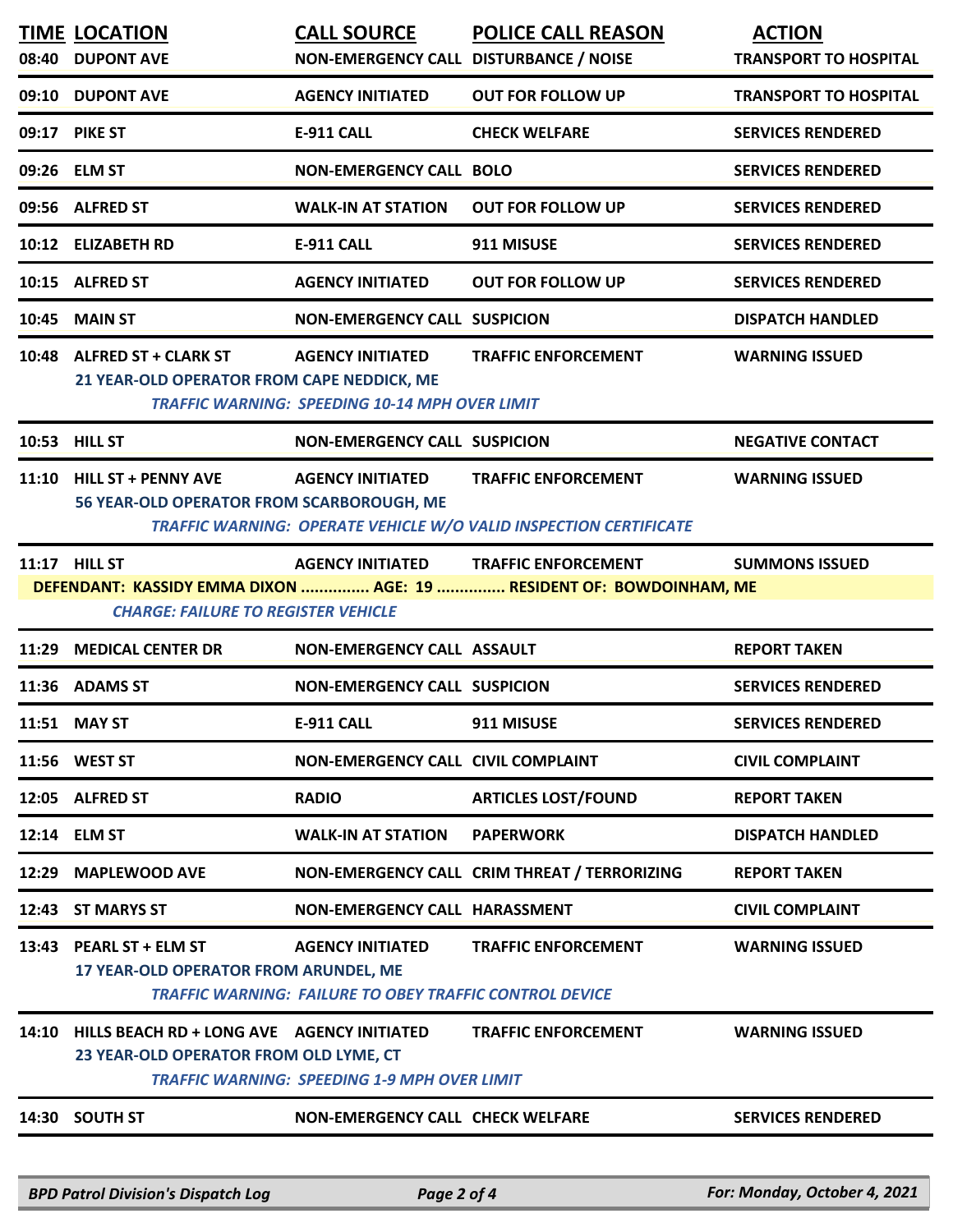| TIME | LOCATION | CALL SOURCE | POLICE CALL REASON | ACTION |
|---|---|---|---|---|
| 08:40 | DUPONT AVE | NON-EMERGENCY CALL | DISTURBANCE / NOISE | TRANSPORT TO HOSPITAL |
| 09:10 | DUPONT AVE | AGENCY INITIATED | OUT FOR FOLLOW UP | TRANSPORT TO HOSPITAL |
| 09:17 | PIKE ST | E-911 CALL | CHECK WELFARE | SERVICES RENDERED |
| 09:26 | ELM ST | NON-EMERGENCY CALL | BOLO | SERVICES RENDERED |
| 09:56 | ALFRED ST | WALK-IN AT STATION | OUT FOR FOLLOW UP | SERVICES RENDERED |
| 10:12 | ELIZABETH RD | E-911 CALL | 911 MISUSE | SERVICES RENDERED |
| 10:15 | ALFRED ST | AGENCY INITIATED | OUT FOR FOLLOW UP | SERVICES RENDERED |
| 10:45 | MAIN ST | NON-EMERGENCY CALL | SUSPICION | DISPATCH HANDLED |
| 10:48 | ALFRED ST + CLARK ST<br>21 YEAR-OLD OPERATOR FROM CAPE NEDDICK, ME<br>*TRAFFIC WARNING: SPEEDING 10-14 MPH OVER LIMIT* | AGENCY INITIATED | TRAFFIC ENFORCEMENT | WARNING ISSUED |
| 10:53 | HILL ST | NON-EMERGENCY CALL | SUSPICION | NEGATIVE CONTACT |
| 11:10 | HILL ST + PENNY AVE<br>56 YEAR-OLD OPERATOR FROM SCARBOROUGH, ME<br>*TRAFFIC WARNING: OPERATE VEHICLE W/O VALID INSPECTION CERTIFICATE* | AGENCY INITIATED | TRAFFIC ENFORCEMENT | WARNING ISSUED |
| 11:17 | HILL ST<br>DEFENDANT: KASSIDY EMMA DIXON ............... AGE: 19 ............... RESIDENT OF: BOWDOINHAM, ME<br>*CHARGE: FAILURE TO REGISTER VEHICLE* | AGENCY INITIATED | TRAFFIC ENFORCEMENT | SUMMONS ISSUED |
| 11:29 | MEDICAL CENTER DR | NON-EMERGENCY CALL | ASSAULT | REPORT TAKEN |
| 11:36 | ADAMS ST | NON-EMERGENCY CALL | SUSPICION | SERVICES RENDERED |
| 11:51 | MAY ST | E-911 CALL | 911 MISUSE | SERVICES RENDERED |
| 11:56 | WEST ST | NON-EMERGENCY CALL | CIVIL COMPLAINT | CIVIL COMPLAINT |
| 12:05 | ALFRED ST | RADIO | ARTICLES LOST/FOUND | REPORT TAKEN |
| 12:14 | ELM ST | WALK-IN AT STATION | PAPERWORK | DISPATCH HANDLED |
| 12:29 | MAPLEWOOD AVE | NON-EMERGENCY CALL | CRIM THREAT / TERRORIZING | REPORT TAKEN |
| 12:43 | ST MARYS ST | NON-EMERGENCY CALL | HARASSMENT | CIVIL COMPLAINT |
| 13:43 | PEARL ST + ELM ST<br>17 YEAR-OLD OPERATOR FROM ARUNDEL, ME<br>*TRAFFIC WARNING: FAILURE TO OBEY TRAFFIC CONTROL DEVICE* | AGENCY INITIATED | TRAFFIC ENFORCEMENT | WARNING ISSUED |
| 14:10 | HILLS BEACH RD + LONG AVE<br>23 YEAR-OLD OPERATOR FROM OLD LYME, CT<br>*TRAFFIC WARNING: SPEEDING 1-9 MPH OVER LIMIT* | AGENCY INITIATED | TRAFFIC ENFORCEMENT | WARNING ISSUED |
| 14:30 | SOUTH ST | NON-EMERGENCY CALL | CHECK WELFARE | SERVICES RENDERED |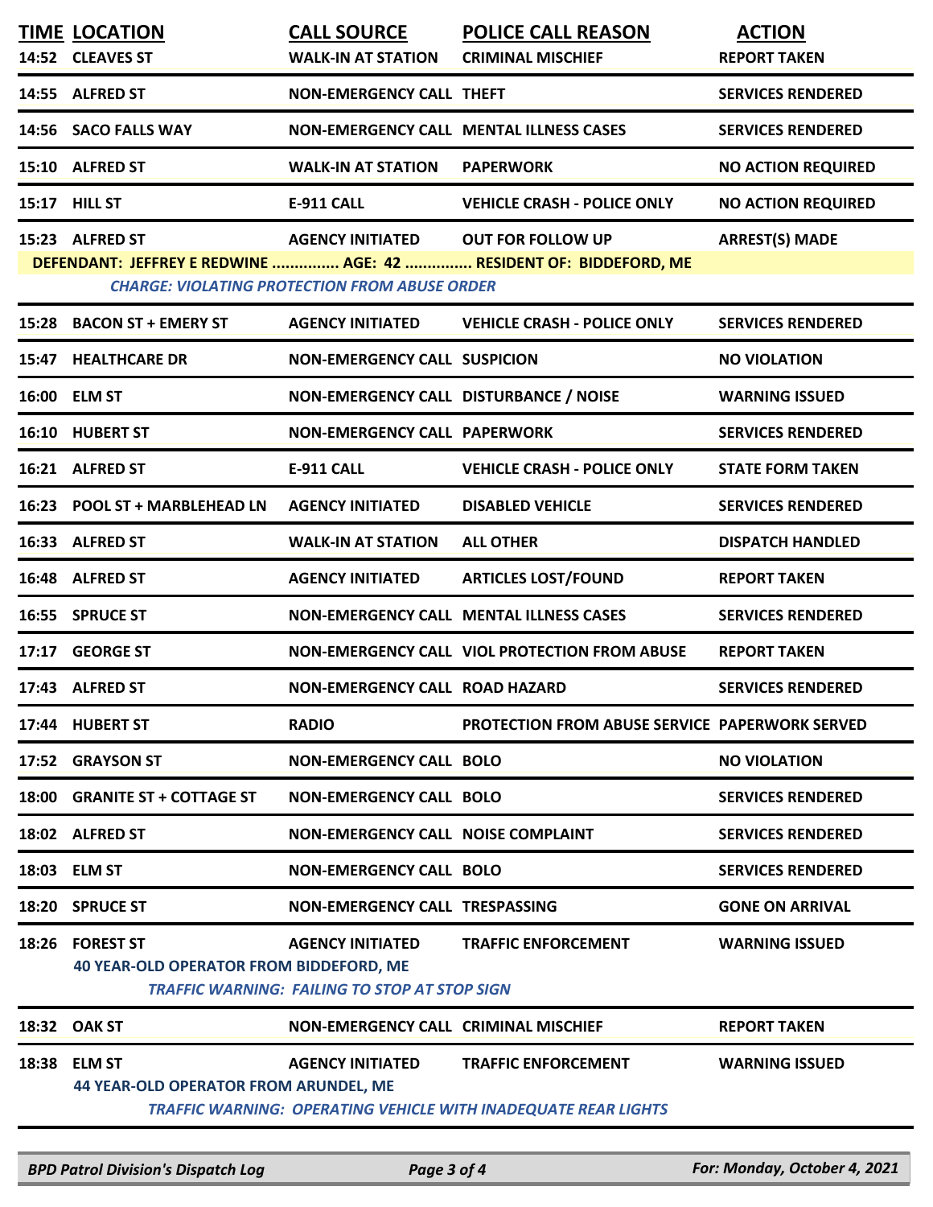| TIME | LOCATION | CALL SOURCE | POLICE CALL REASON | ACTION |
|---|---|---|---|---|
| 14:52 | CLEAVES ST | WALK-IN AT STATION | CRIMINAL MISCHIEF | REPORT TAKEN |
| 14:55 | ALFRED ST | NON-EMERGENCY CALL | THEFT | SERVICES RENDERED |
| 14:56 | SACO FALLS WAY | NON-EMERGENCY CALL | MENTAL ILLNESS CASES | SERVICES RENDERED |
| 15:10 | ALFRED ST | WALK-IN AT STATION | PAPERWORK | NO ACTION REQUIRED |
| 15:17 | HILL ST | E-911 CALL | VEHICLE CRASH - POLICE ONLY | NO ACTION REQUIRED |
| 15:23 | ALFRED ST | AGENCY INITIATED | OUT FOR FOLLOW UP | ARREST(S) MADE |
| | DEFENDANT: JEFFREY E REDWINE ............... AGE: 42 ............... RESIDENT OF: BIDDEFORD, ME | | | |
| | *CHARGE: VIOLATING PROTECTION FROM ABUSE ORDER* | | | |
| 15:28 | BACON ST + EMERY ST | AGENCY INITIATED | VEHICLE CRASH - POLICE ONLY | SERVICES RENDERED |
| 15:47 | HEALTHCARE DR | NON-EMERGENCY CALL | SUSPICION | NO VIOLATION |
| 16:00 | ELM ST | NON-EMERGENCY CALL | DISTURBANCE / NOISE | WARNING ISSUED |
| 16:10 | HUBERT ST | NON-EMERGENCY CALL | PAPERWORK | SERVICES RENDERED |
| 16:21 | ALFRED ST | E-911 CALL | VEHICLE CRASH - POLICE ONLY | STATE FORM TAKEN |
| 16:23 | POOL ST + MARBLEHEAD LN | AGENCY INITIATED | DISABLED VEHICLE | SERVICES RENDERED |
| 16:33 | ALFRED ST | WALK-IN AT STATION | ALL OTHER | DISPATCH HANDLED |
| 16:48 | ALFRED ST | AGENCY INITIATED | ARTICLES LOST/FOUND | REPORT TAKEN |
| 16:55 | SPRUCE ST | NON-EMERGENCY CALL | MENTAL ILLNESS CASES | SERVICES RENDERED |
| 17:17 | GEORGE ST | NON-EMERGENCY CALL | VIOL PROTECTION FROM ABUSE | REPORT TAKEN |
| 17:43 | ALFRED ST | NON-EMERGENCY CALL | ROAD HAZARD | SERVICES RENDERED |
| 17:44 | HUBERT ST | RADIO | PROTECTION FROM ABUSE SERVICE | PAPERWORK SERVED |
| 17:52 | GRAYSON ST | NON-EMERGENCY CALL | BOLO | NO VIOLATION |
| 18:00 | GRANITE ST + COTTAGE ST | NON-EMERGENCY CALL | BOLO | SERVICES RENDERED |
| 18:02 | ALFRED ST | NON-EMERGENCY CALL | NOISE COMPLAINT | SERVICES RENDERED |
| 18:03 | ELM ST | NON-EMERGENCY CALL | BOLO | SERVICES RENDERED |
| 18:20 | SPRUCE ST | NON-EMERGENCY CALL | TRESPASSING | GONE ON ARRIVAL |
| 18:26 | FOREST ST | AGENCY INITIATED | TRAFFIC ENFORCEMENT | WARNING ISSUED |
| | 40 YEAR-OLD OPERATOR FROM BIDDEFORD, ME | | | |
| | *TRAFFIC WARNING: FAILING TO STOP AT STOP SIGN* | | | |
| 18:32 | OAK ST | NON-EMERGENCY CALL | CRIMINAL MISCHIEF | REPORT TAKEN |
| 18:38 | ELM ST | AGENCY INITIATED | TRAFFIC ENFORCEMENT | WARNING ISSUED |
| | 44 YEAR-OLD OPERATOR FROM ARUNDEL, ME | | | |
| | *TRAFFIC WARNING: OPERATING VEHICLE WITH INADEQUATE REAR LIGHTS* | | | |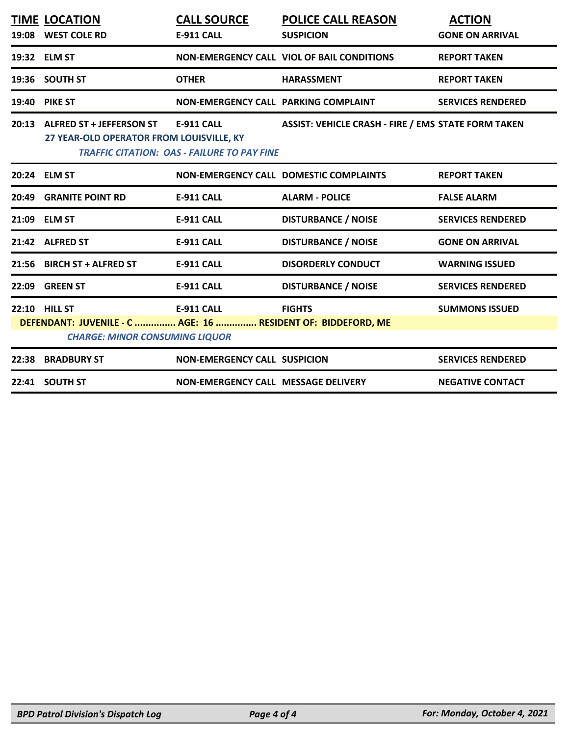| TIME | LOCATION | CALL SOURCE | POLICE CALL REASON | ACTION |
|---|---|---|---|---|
| 19:08 | WEST COLE RD | E-911 CALL | SUSPICION | GONE ON ARRIVAL |
| 19:32 | ELM ST | NON-EMERGENCY CALL | VIOL OF BAIL CONDITIONS | REPORT TAKEN |
| 19:36 | SOUTH ST | OTHER | HARASSMENT | REPORT TAKEN |
| 19:40 | PIKE ST | NON-EMERGENCY CALL | PARKING COMPLAINT | SERVICES RENDERED |
| 20:13 | ALFRED ST + JEFFERSON ST | E-911 CALL | ASSIST: VEHICLE CRASH - FIRE / EMS | STATE FORM TAKEN |
| | 27 YEAR-OLD OPERATOR FROM LOUISVILLE, KY | | | |
| | *TRAFFIC CITATION: OAS - FAILURE TO PAY FINE* | | | |
| 20:24 | ELM ST | NON-EMERGENCY CALL | DOMESTIC COMPLAINTS | REPORT TAKEN |
| 20:49 | GRANITE POINT RD | E-911 CALL | ALARM - POLICE | FALSE ALARM |
| 21:09 | ELM ST | E-911 CALL | DISTURBANCE / NOISE | SERVICES RENDERED |
| 21:42 | ALFRED ST | E-911 CALL | DISTURBANCE / NOISE | GONE ON ARRIVAL |
| 21:56 | BIRCH ST + ALFRED ST | E-911 CALL | DISORDERLY CONDUCT | WARNING ISSUED |
| 22:09 | GREEN ST | E-911 CALL | DISTURBANCE / NOISE | SERVICES RENDERED |
| 22:10 | HILL ST | E-911 CALL | FIGHTS | SUMMONS ISSUED |
| | DEFENDANT: JUVENILE - C ............... AGE: 16 ............... RESIDENT OF: BIDDEFORD, ME | | | |
| | *CHARGE: MINOR CONSUMING LIQUOR* | | | |
| 22:38 | BRADBURY ST | NON-EMERGENCY CALL | SUSPICION | SERVICES RENDERED |
| 22:41 | SOUTH ST | NON-EMERGENCY CALL | MESSAGE DELIVERY | NEGATIVE CONTACT |